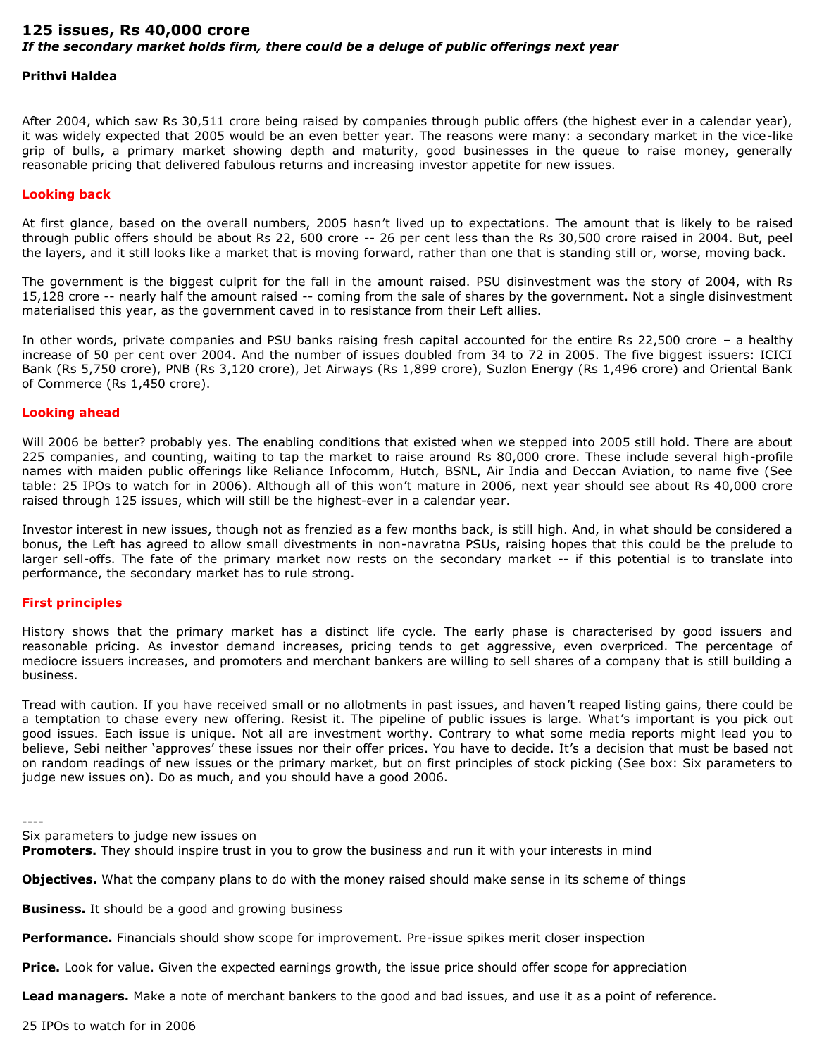# 125 issues, Rs 40,000 crore

***If the secondary market holds firm, there could be a deluge of public offerings next year***

**Prithvi Haldea**

After 2004, which saw Rs 30,511 crore being raised by companies through public offers (the highest ever in a calendar year), it was widely expected that 2005 would be an even better year. The reasons were many: a secondary market in the vice-like grip of bulls, a primary market showing depth and maturity, good businesses in the queue to raise money, generally reasonable pricing that delivered fabulous returns and increasing investor appetite for new issues.

## Looking back

At first glance, based on the overall numbers, 2005 hasn't lived up to expectations. The amount that is likely to be raised through public offers should be about Rs 22, 600 crore -- 26 per cent less than the Rs 30,500 crore raised in 2004. But, peel the layers, and it still looks like a market that is moving forward, rather than one that is standing still or, worse, moving back.

The government is the biggest culprit for the fall in the amount raised. PSU disinvestment was the story of 2004, with Rs 15,128 crore -- nearly half the amount raised -- coming from the sale of shares by the government. Not a single disinvestment materialised this year, as the government caved in to resistance from their Left allies.

In other words, private companies and PSU banks raising fresh capital accounted for the entire Rs 22,500 crore – a healthy increase of 50 per cent over 2004. And the number of issues doubled from 34 to 72 in 2005. The five biggest issuers: ICICI Bank (Rs 5,750 crore), PNB (Rs 3,120 crore), Jet Airways (Rs 1,899 crore), Suzlon Energy (Rs 1,496 crore) and Oriental Bank of Commerce (Rs 1,450 crore).

## Looking ahead

Will 2006 be better? probably yes. The enabling conditions that existed when we stepped into 2005 still hold. There are about 225 companies, and counting, waiting to tap the market to raise around Rs 80,000 crore. These include several high-profile names with maiden public offerings like Reliance Infocomm, Hutch, BSNL, Air India and Deccan Aviation, to name five (See table: 25 IPOs to watch for in 2006). Although all of this won't mature in 2006, next year should see about Rs 40,000 crore raised through 125 issues, which will still be the highest-ever in a calendar year.

Investor interest in new issues, though not as frenzied as a few months back, is still high. And, in what should be considered a bonus, the Left has agreed to allow small divestments in non-navratna PSUs, raising hopes that this could be the prelude to larger sell-offs. The fate of the primary market now rests on the secondary market -- if this potential is to translate into performance, the secondary market has to rule strong.

## First principles

History shows that the primary market has a distinct life cycle. The early phase is characterised by good issuers and reasonable pricing. As investor demand increases, pricing tends to get aggressive, even overpriced. The percentage of mediocre issuers increases, and promoters and merchant bankers are willing to sell shares of a company that is still building a business.

Tread with caution. If you have received small or no allotments in past issues, and haven't reaped listing gains, there could be a temptation to chase every new offering. Resist it. The pipeline of public issues is large. What's important is you pick out good issues. Each issue is unique. Not all are investment worthy. Contrary to what some media reports might lead you to believe, Sebi neither 'approves' these issues nor their offer prices. You have to decide. It's a decision that must be based not on random readings of new issues or the primary market, but on first principles of stock picking (See box: Six parameters to judge new issues on). Do as much, and you should have a good 2006.

----

Six parameters to judge new issues on

**Promoters.** They should inspire trust in you to grow the business and run it with your interests in mind

**Objectives.** What the company plans to do with the money raised should make sense in its scheme of things

**Business.** It should be a good and growing business

**Performance.** Financials should show scope for improvement. Pre-issue spikes merit closer inspection

**Price.** Look for value. Given the expected earnings growth, the issue price should offer scope for appreciation

**Lead managers.** Make a note of merchant bankers to the good and bad issues, and use it as a point of reference.

25 IPOs to watch for in 2006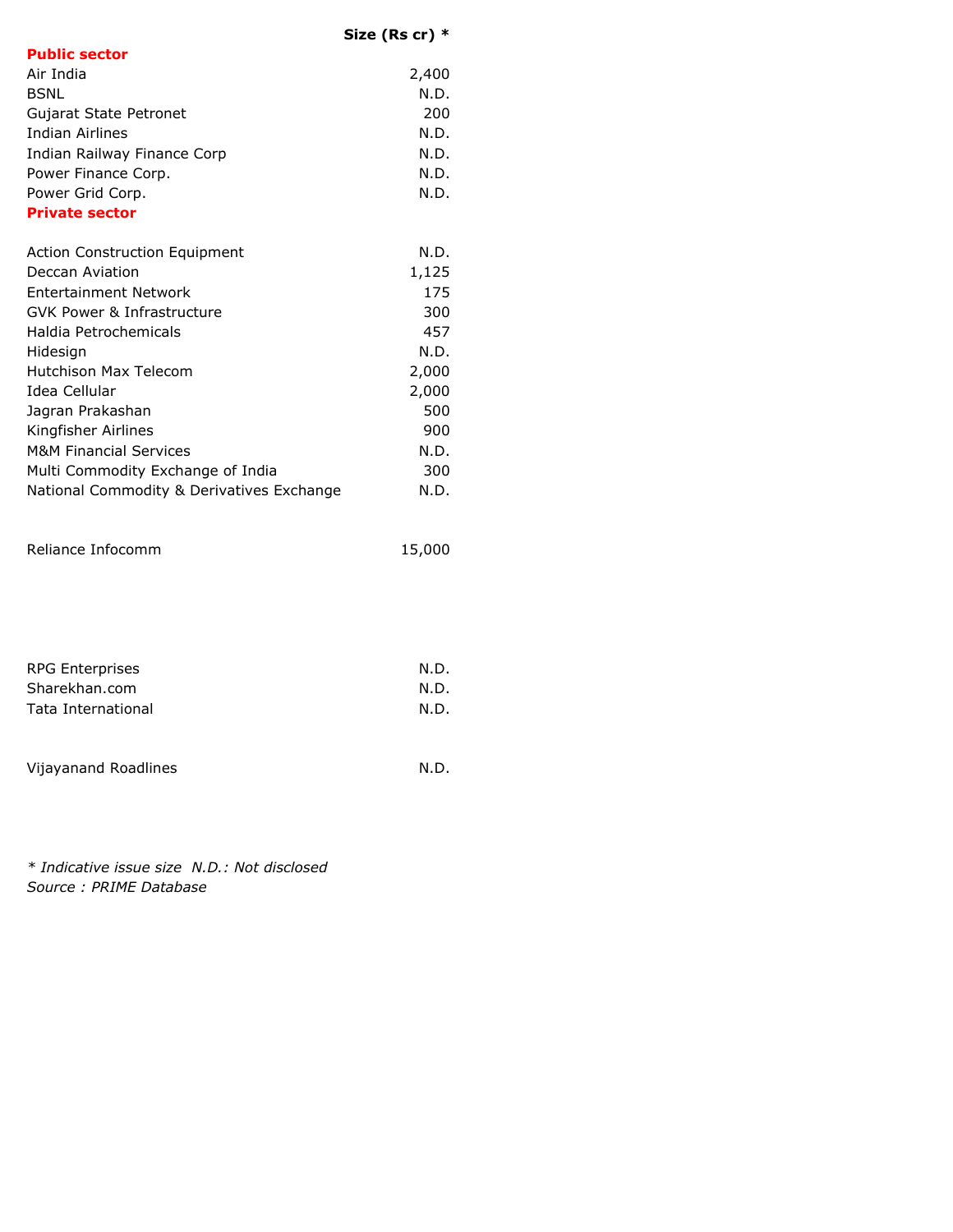| | Size (Rs cr) * |
|---|---|
| **Public sector** | |
| Air India | 2,400 |
| BSNL | N.D. |
| Gujarat State Petronet | 200 |
| Indian Airlines | N.D. |
| Indian Railway Finance Corp | N.D. |
| Power Finance Corp. | N.D. |
| Power Grid Corp. | N.D. |
| **Private sector** | |
| Action Construction Equipment | N.D. |
| Deccan Aviation | 1,125 |
| Entertainment Network | 175 |
| GVK Power & Infrastructure | 300 |
| Haldia Petrochemicals | 457 |
| Hidesign | N.D. |
| Hutchison Max Telecom | 2,000 |
| Idea Cellular | 2,000 |
| Jagran Prakashan | 500 |
| Kingfisher Airlines | 900 |
| M&M Financial Services | N.D. |
| Multi Commodity Exchange of India | 300 |
| National Commodity & Derivatives Exchange | N.D. |
| Reliance Infocomm | 15,000 |
| RPG Enterprises | N.D. |
| Sharekhan.com | N.D. |
| Tata International | N.D. |
| Vijayanand Roadlines | N.D. |

*\* Indicative issue size  N.D.: Not disclosed*
*Source : PRIME Database*